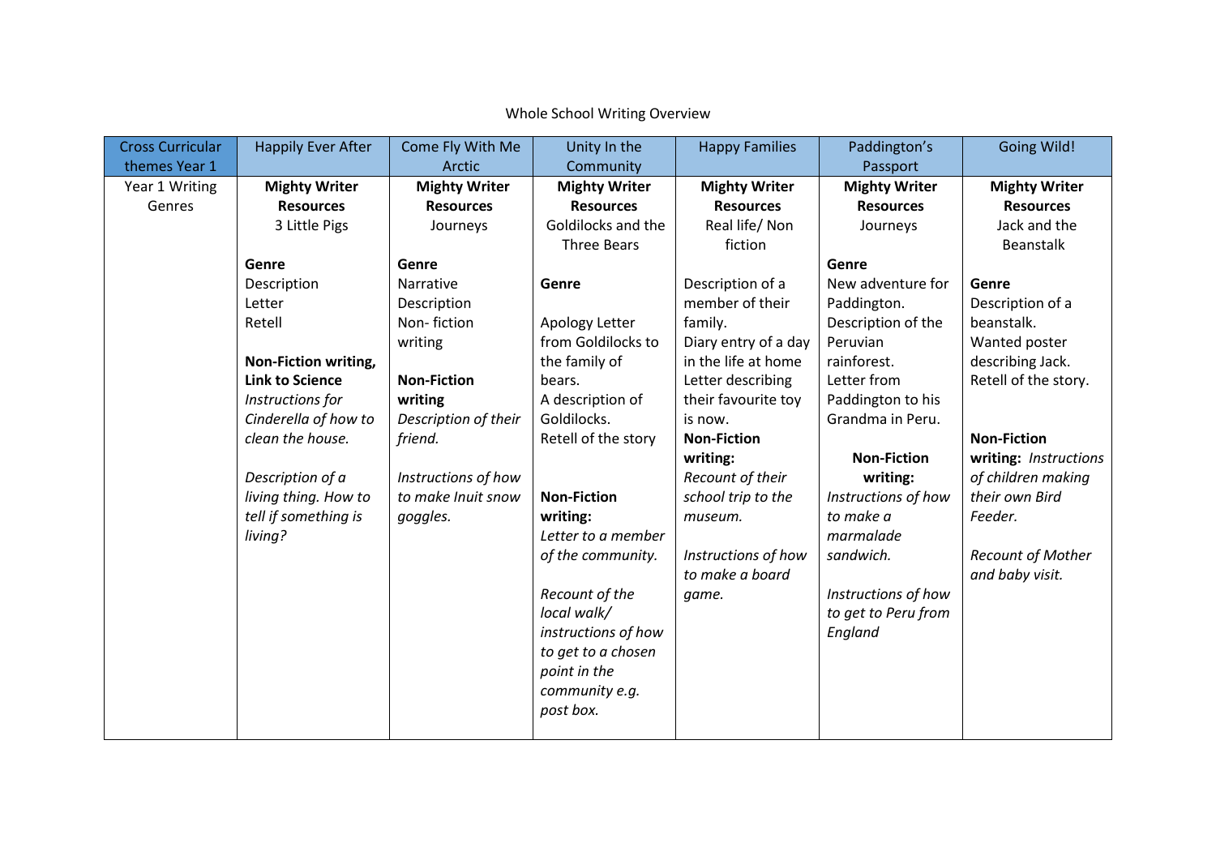Whole School Writing Overview

| Cross Curricular themes Year 1 | Happily Ever After | Come Fly With Me Arctic | Unity In the Community | Happy Families | Paddington's Passport | Going Wild! |
|---|---|---|---|---|---|---|
| Year 1 Writing Genres | **Mighty Writer Resources**<br>3 Little Pigs<br><br>**Genre**<br>Description<br>Letter<br>Retell<br><br>**Non-Fiction writing, Link to Science**<br>*Instructions for Cinderella of how to clean the house.*<br><br>*Description of a living thing. How to tell if something is living?* | **Mighty Writer Resources**<br>Journeys<br><br>**Genre**<br>Narrative<br>Description<br>Non- fiction writing<br><br>**Non-Fiction writing**<br>*Description of their friend.*<br><br>*Instructions of how to make Inuit snow goggles.* | **Mighty Writer Resources**<br>Goldilocks and the Three Bears<br><br>**Genre**<br><br>Apology Letter from Goldilocks to the family of bears.<br>A description of Goldilocks.<br>Retell of the story<br><br>**Non-Fiction writing:**<br>*Letter to a member of the community.*<br><br>*Recount of the local walk/ instructions of how to get to a chosen point in the community e.g. post box.* | **Mighty Writer Resources**<br>Real life/ Non fiction<br><br>Description of a member of their family.<br>Diary entry of a day in the life at home<br>Letter describing their favourite toy is now.<br>**Non-Fiction writing:**<br>*Recount of their school trip to the museum.*<br><br>*Instructions of how to make a board game.* | **Mighty Writer Resources**<br>Journeys<br><br>**Genre**<br>New adventure for Paddington.<br>Description of the Peruvian rainforest.<br>Letter from Paddington to his Grandma in Peru.<br><br>**Non-Fiction writing:**<br>*Instructions of how to make a marmalade sandwich.*<br><br>*Instructions of how to get to Peru from England* | **Mighty Writer Resources**<br>Jack and the Beanstalk<br><br>**Genre**<br>Description of a beanstalk.<br>Wanted poster describing Jack.<br>Retell of the story.<br><br>**Non-Fiction writing:** *Instructions of children making their own Bird Feeder.*<br><br>*Recount of Mother and baby visit.* |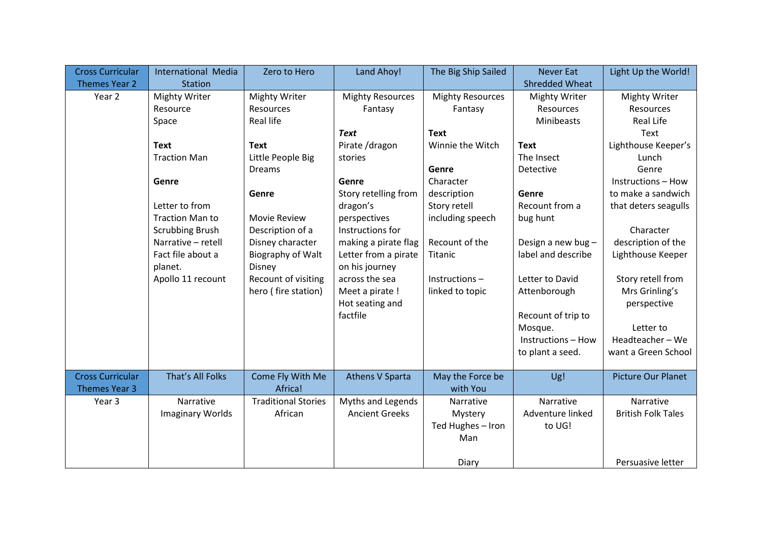| Cross Curricular Themes Year 2 | International Media Station | Zero to Hero | Land Ahoy! | The Big Ship Sailed | Never Eat Shredded Wheat | Light Up the World! |
|---|---|---|---|---|---|---|
| Year 2 | Mighty Writer Resource Space<br><br>**Text**<br>Traction Man<br><br>**Genre**<br><br>Letter to from Traction Man to Scrubbing Brush<br>Narrative – retell<br>Fact file about a planet.<br>Apollo 11 recount | Mighty Writer Resources Real life<br><br>**Text**<br>Little People Big Dreams<br><br>**Genre**<br><br>Movie Review<br>Description of a Disney character<br>Biography of Walt Disney<br>Recount of visiting hero ( fire station) | Mighty Resources Fantasy<br><br>***Text***<br>Pirate /dragon stories<br><br>**Genre**<br>Story retelling from dragon's perspectives<br>Instructions for making a pirate flag<br>Letter from a pirate on his journey across the sea<br>Meet a pirate !<br>Hot seating and factfile | Mighty Resources Fantasy<br><br>**Text**<br>Winnie the Witch<br><br>**Genre**<br>Character description<br>Story retell including speech<br><br>Recount of the Titanic<br><br>Instructions – linked to topic | Mighty Writer Resources Minibeasts<br><br>**Text**<br>The Insect Detective<br><br>**Genre**<br>Recount from a bug hunt<br><br>Design a new bug – label and describe<br><br>Letter to David Attenborough<br><br>Recount of trip to Mosque.<br>Instructions – How to plant a seed. | Mighty Writer Resources Real Life<br>Text<br>Lighthouse Keeper's Lunch<br>Genre<br>Instructions – How to make a sandwich that deters seagulls<br><br>Character description of the Lighthouse Keeper<br><br>Story retell from Mrs Grinling's perspective<br><br>Letter to Headteacher – We want a Green School |
| **Cross Curricular Themes Year 3** | **That's All Folks** | **Come Fly With Me Africa!** | **Athens V Sparta** | **May the Force be with You** | **Ug!** | **Picture Our Planet** |
| Year 3 | Narrative<br>Imaginary Worlds | Traditional Stories<br>African | Myths and Legends<br>Ancient Greeks | Narrative<br>Mystery<br>Ted Hughes – Iron Man<br><br>Diary | Narrative<br>Adventure linked to UG! | Narrative<br>British Folk Tales<br><br><br>Persuasive letter |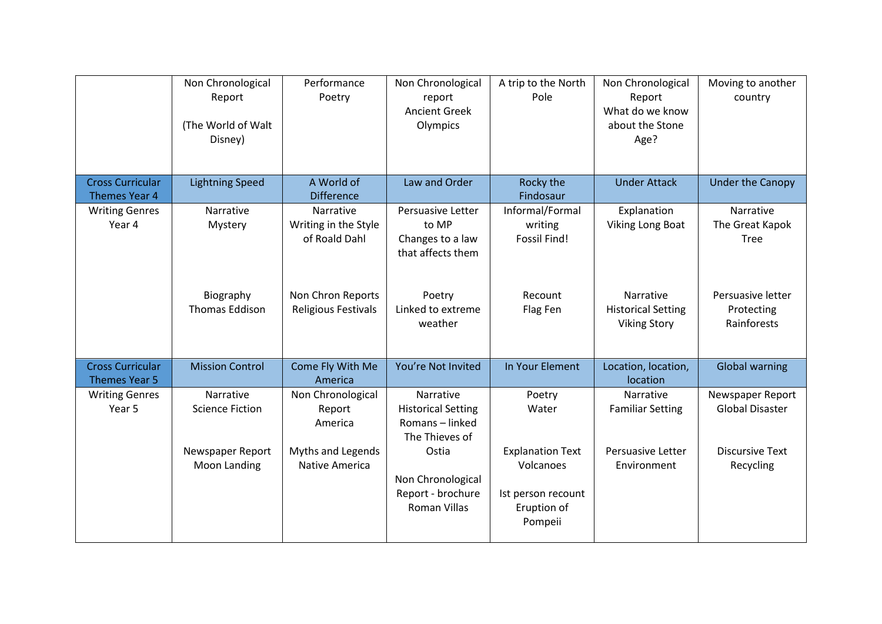| | Non Chronological Report (The World of Walt Disney) | Performance Poetry | Non Chronological report Ancient Greek Olympics | A trip to the North Pole | Non Chronological Report What do we know about the Stone Age? | Moving to another country |
|---|---|---|---|---|---|---|
| Cross Curricular Themes Year 4 | Lightning Speed | A World of Difference | Law and Order | Rocky the Findosaur | Under Attack | Under the Canopy |
| Writing Genres Year 4 | Narrative Mystery<br><br>Biography Thomas Eddison | Narrative Writing in the Style of Roald Dahl<br><br>Non Chron Reports Religious Festivals | Persuasive Letter to MP Changes to a law that affects them<br><br>Poetry Linked to extreme weather | Informal/Formal writing Fossil Find!<br><br>Recount Flag Fen | Explanation Viking Long Boat<br><br>Narrative Historical Setting Viking Story | Narrative The Great Kapok Tree<br><br>Persuasive letter Protecting Rainforests |
| Cross Curricular Themes Year 5 | Mission Control | Come Fly With Me America | You're Not Invited | In Your Element | Location, location, location | Global warning |
| Writing Genres Year 5 | Narrative Science Fiction<br><br>Newspaper Report Moon Landing | Non Chronological Report America<br><br>Myths and Legends Native America | Narrative Historical Setting Romans – linked The Thieves of Ostia<br><br>Non Chronological Report - brochure Roman Villas | Poetry Water<br><br>Explanation Text Volcanoes<br><br>Ist person recount Eruption of Pompeii | Narrative Familiar Setting<br><br>Persuasive Letter Environment | Newspaper Report Global Disaster<br><br>Discursive Text Recycling |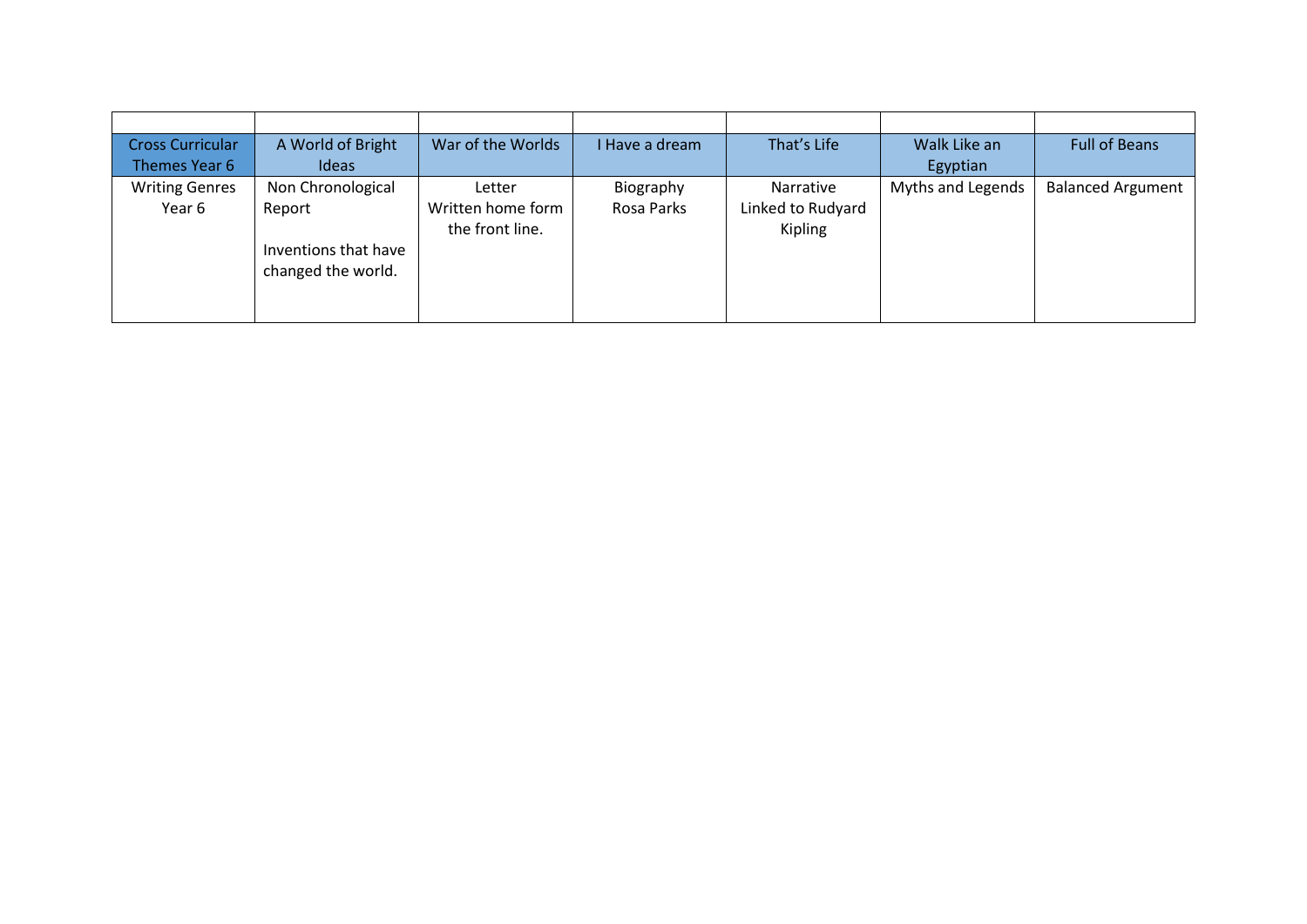| | | | | | | |
|---|---|---|---|---|---|---|
| Cross Curricular Themes Year 6 | A World of Bright Ideas | War of the Worlds | I Have a dream | That's Life | Walk Like an Egyptian | Full of Beans |
| Writing Genres Year 6 | Non Chronological Report<br><br>Inventions that have changed the world. | Letter Written home form the front line. | Biography Rosa Parks | Narrative Linked to Rudyard Kipling | Myths and Legends | Balanced Argument |